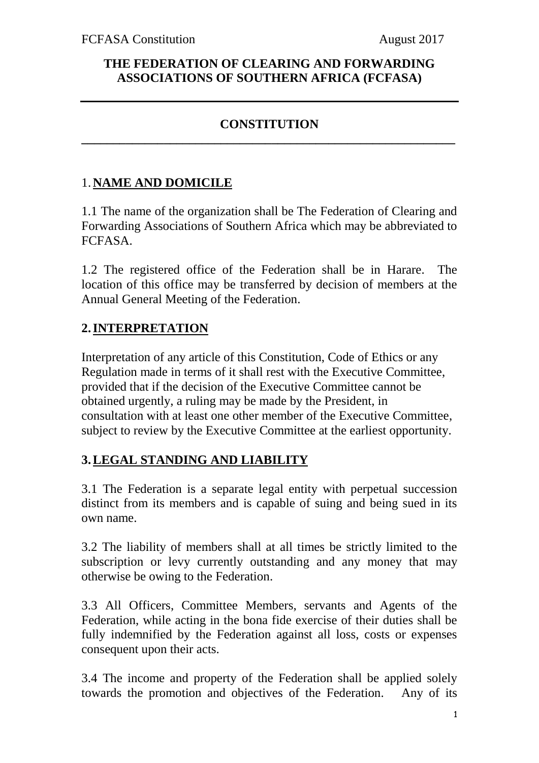# THE FEDERATION OF CLEARING AND FORWARDING ASSOCIATIONS OF SOUTHERN AFRICA (FCFASA)

---

## CONSTITUTION

---

## 1. NAME AND DOMICILE

1.1 The name of the organization shall be The Federation of Clearing and Forwarding Associations of Southern Africa which may be abbreviated to FCFASA.

1.2 The registered office of the Federation shall be in Harare. The location of this office may be transferred by decision of members at the Annual General Meeting of the Federation.

## 2. INTERPRETATION

Interpretation of any article of this Constitution, Code of Ethics or any Regulation made in terms of it shall rest with the Executive Committee, provided that if the decision of the Executive Committee cannot be obtained urgently, a ruling may be made by the President, in consultation with at least one other member of the Executive Committee, subject to review by the Executive Committee at the earliest opportunity.

## 3. LEGAL STANDING AND LIABILITY

3.1 The Federation is a separate legal entity with perpetual succession distinct from its members and is capable of suing and being sued in its own name.

3.2 The liability of members shall at all times be strictly limited to the subscription or levy currently outstanding and any money that may otherwise be owing to the Federation.

3.3 All Officers, Committee Members, servants and Agents of the Federation, while acting in the bona fide exercise of their duties shall be fully indemnified by the Federation against all loss, costs or expenses consequent upon their acts.

3.4 The income and property of the Federation shall be applied solely towards the promotion and objectives of the Federation. Any of its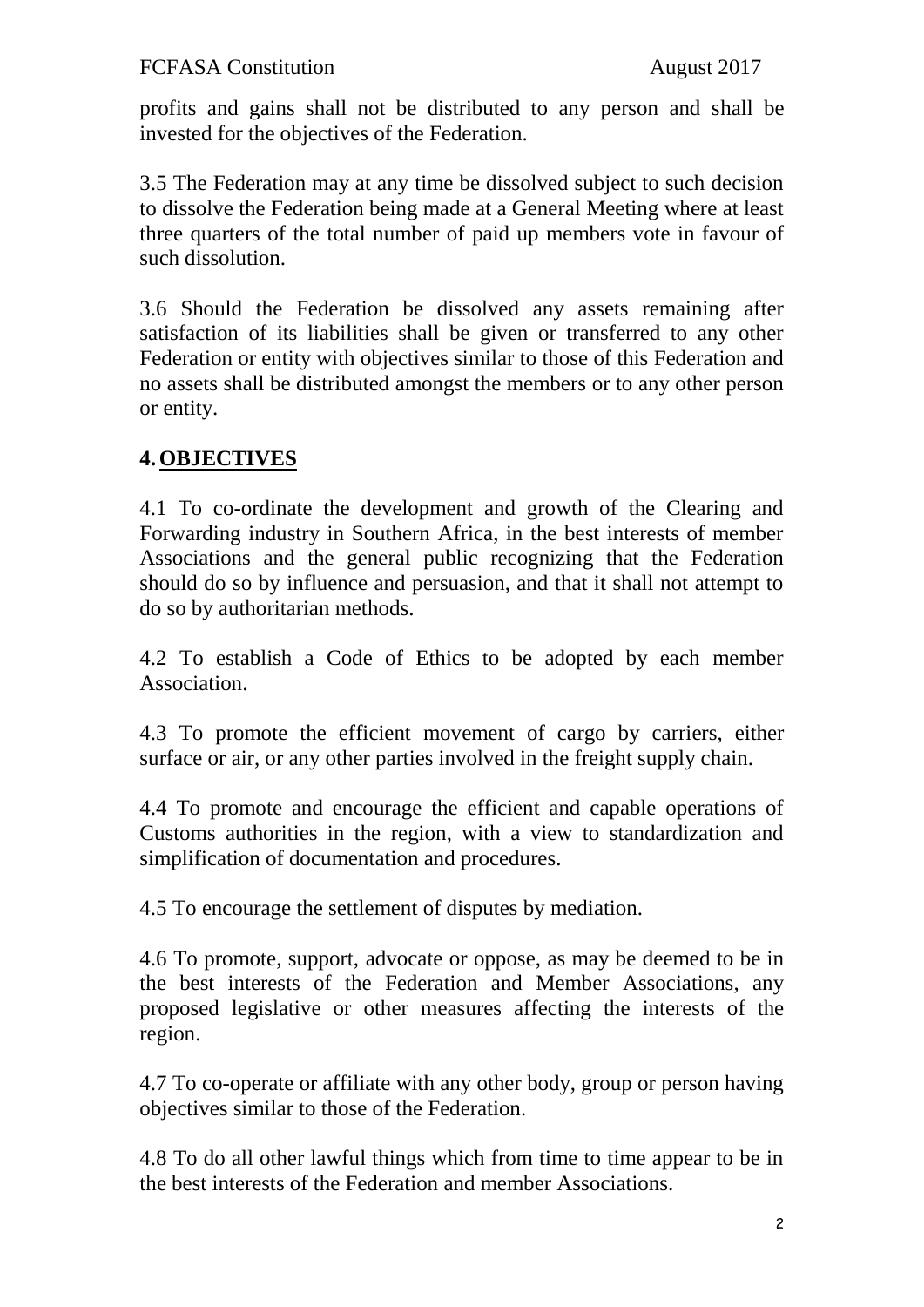profits and gains shall not be distributed to any person and shall be invested for the objectives of the Federation.

3.5 The Federation may at any time be dissolved subject to such decision to dissolve the Federation being made at a General Meeting where at least three quarters of the total number of paid up members vote in favour of such dissolution.

3.6 Should the Federation be dissolved any assets remaining after satisfaction of its liabilities shall be given or transferred to any other Federation or entity with objectives similar to those of this Federation and no assets shall be distributed amongst the members or to any other person or entity.

## 4. OBJECTIVES

4.1 To co-ordinate the development and growth of the Clearing and Forwarding industry in Southern Africa, in the best interests of member Associations and the general public recognizing that the Federation should do so by influence and persuasion, and that it shall not attempt to do so by authoritarian methods.

4.2 To establish a Code of Ethics to be adopted by each member Association.

4.3 To promote the efficient movement of cargo by carriers, either surface or air, or any other parties involved in the freight supply chain.

4.4 To promote and encourage the efficient and capable operations of Customs authorities in the region, with a view to standardization and simplification of documentation and procedures.

4.5 To encourage the settlement of disputes by mediation.

4.6 To promote, support, advocate or oppose, as may be deemed to be in the best interests of the Federation and Member Associations, any proposed legislative or other measures affecting the interests of the region.

4.7 To co-operate or affiliate with any other body, group or person having objectives similar to those of the Federation.

4.8 To do all other lawful things which from time to time appear to be in the best interests of the Federation and member Associations.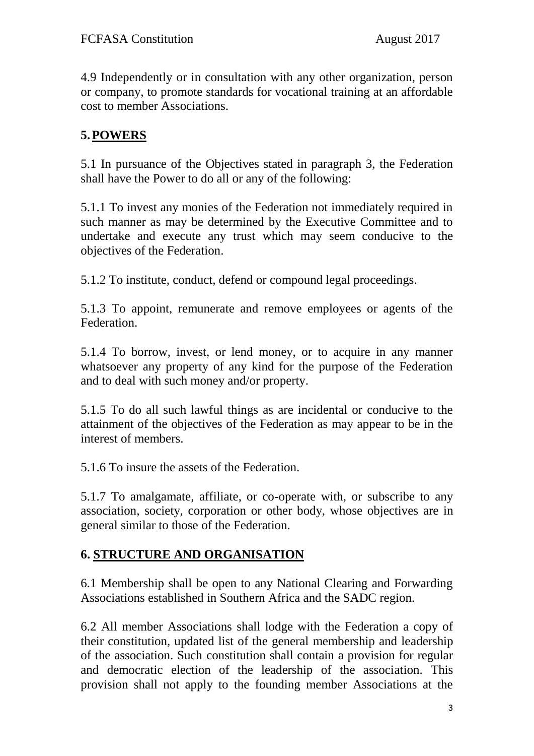4.9 Independently or in consultation with any other organization, person or company, to promote standards for vocational training at an affordable cost to member Associations.

## 5. POWERS

5.1 In pursuance of the Objectives stated in paragraph 3, the Federation shall have the Power to do all or any of the following:

5.1.1 To invest any monies of the Federation not immediately required in such manner as may be determined by the Executive Committee and to undertake and execute any trust which may seem conducive to the objectives of the Federation.

5.1.2 To institute, conduct, defend or compound legal proceedings.

5.1.3 To appoint, remunerate and remove employees or agents of the Federation.

5.1.4 To borrow, invest, or lend money, or to acquire in any manner whatsoever any property of any kind for the purpose of the Federation and to deal with such money and/or property.

5.1.5 To do all such lawful things as are incidental or conducive to the attainment of the objectives of the Federation as may appear to be in the interest of members.

5.1.6 To insure the assets of the Federation.

5.1.7 To amalgamate, affiliate, or co-operate with, or subscribe to any association, society, corporation or other body, whose objectives are in general similar to those of the Federation.

## 6. STRUCTURE AND ORGANISATION

6.1 Membership shall be open to any National Clearing and Forwarding Associations established in Southern Africa and the SADC region.

6.2 All member Associations shall lodge with the Federation a copy of their constitution, updated list of the general membership and leadership of the association. Such constitution shall contain a provision for regular and democratic election of the leadership of the association. This provision shall not apply to the founding member Associations at the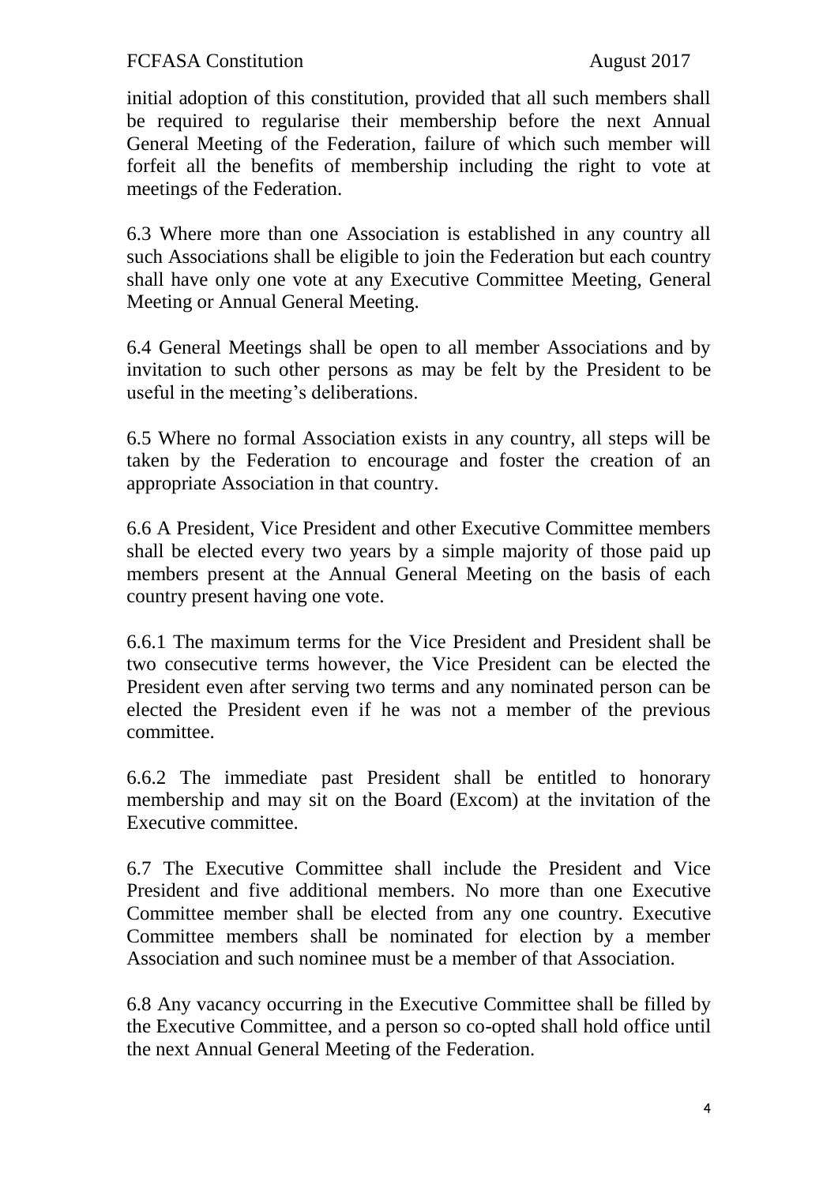initial adoption of this constitution, provided that all such members shall be required to regularise their membership before the next Annual General Meeting of the Federation, failure of which such member will forfeit all the benefits of membership including the right to vote at meetings of the Federation.

6.3 Where more than one Association is established in any country all such Associations shall be eligible to join the Federation but each country shall have only one vote at any Executive Committee Meeting, General Meeting or Annual General Meeting.

6.4 General Meetings shall be open to all member Associations and by invitation to such other persons as may be felt by the President to be useful in the meeting's deliberations.

6.5 Where no formal Association exists in any country, all steps will be taken by the Federation to encourage and foster the creation of an appropriate Association in that country.

6.6 A President, Vice President and other Executive Committee members shall be elected every two years by a simple majority of those paid up members present at the Annual General Meeting on the basis of each country present having one vote.

6.6.1 The maximum terms for the Vice President and President shall be two consecutive terms however, the Vice President can be elected the President even after serving two terms and any nominated person can be elected the President even if he was not a member of the previous committee.

6.6.2 The immediate past President shall be entitled to honorary membership and may sit on the Board (Excom) at the invitation of the Executive committee.

6.7 The Executive Committee shall include the President and Vice President and five additional members. No more than one Executive Committee member shall be elected from any one country. Executive Committee members shall be nominated for election by a member Association and such nominee must be a member of that Association.

6.8 Any vacancy occurring in the Executive Committee shall be filled by the Executive Committee, and a person so co-opted shall hold office until the next Annual General Meeting of the Federation.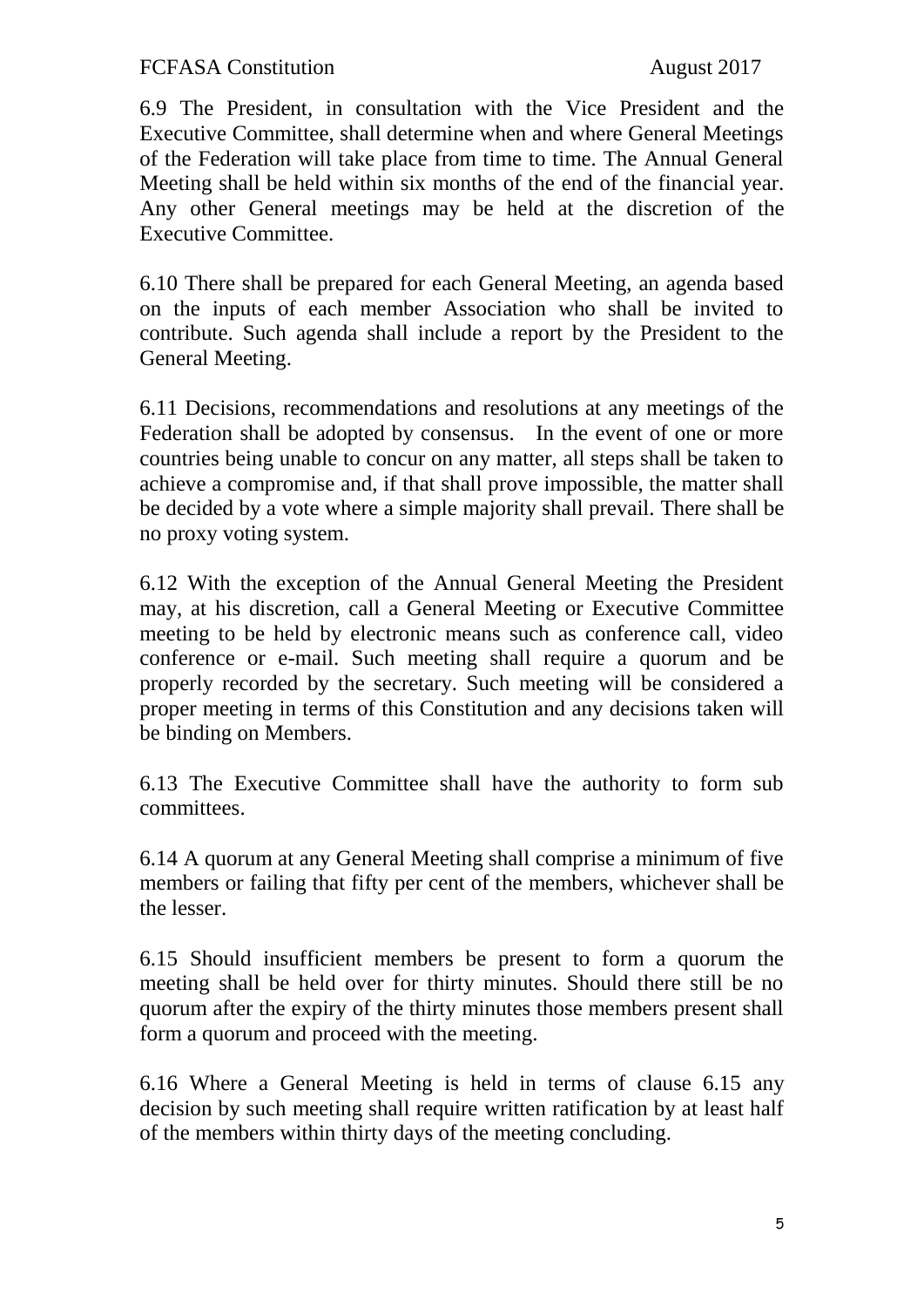6.9 The President, in consultation with the Vice President and the Executive Committee, shall determine when and where General Meetings of the Federation will take place from time to time. The Annual General Meeting shall be held within six months of the end of the financial year. Any other General meetings may be held at the discretion of the Executive Committee.

6.10 There shall be prepared for each General Meeting, an agenda based on the inputs of each member Association who shall be invited to contribute. Such agenda shall include a report by the President to the General Meeting.

6.11 Decisions, recommendations and resolutions at any meetings of the Federation shall be adopted by consensus. In the event of one or more countries being unable to concur on any matter, all steps shall be taken to achieve a compromise and, if that shall prove impossible, the matter shall be decided by a vote where a simple majority shall prevail. There shall be no proxy voting system.

6.12 With the exception of the Annual General Meeting the President may, at his discretion, call a General Meeting or Executive Committee meeting to be held by electronic means such as conference call, video conference or e-mail. Such meeting shall require a quorum and be properly recorded by the secretary. Such meeting will be considered a proper meeting in terms of this Constitution and any decisions taken will be binding on Members.

6.13 The Executive Committee shall have the authority to form sub committees.

6.14 A quorum at any General Meeting shall comprise a minimum of five members or failing that fifty per cent of the members, whichever shall be the lesser.

6.15 Should insufficient members be present to form a quorum the meeting shall be held over for thirty minutes. Should there still be no quorum after the expiry of the thirty minutes those members present shall form a quorum and proceed with the meeting.

6.16 Where a General Meeting is held in terms of clause 6.15 any decision by such meeting shall require written ratification by at least half of the members within thirty days of the meeting concluding.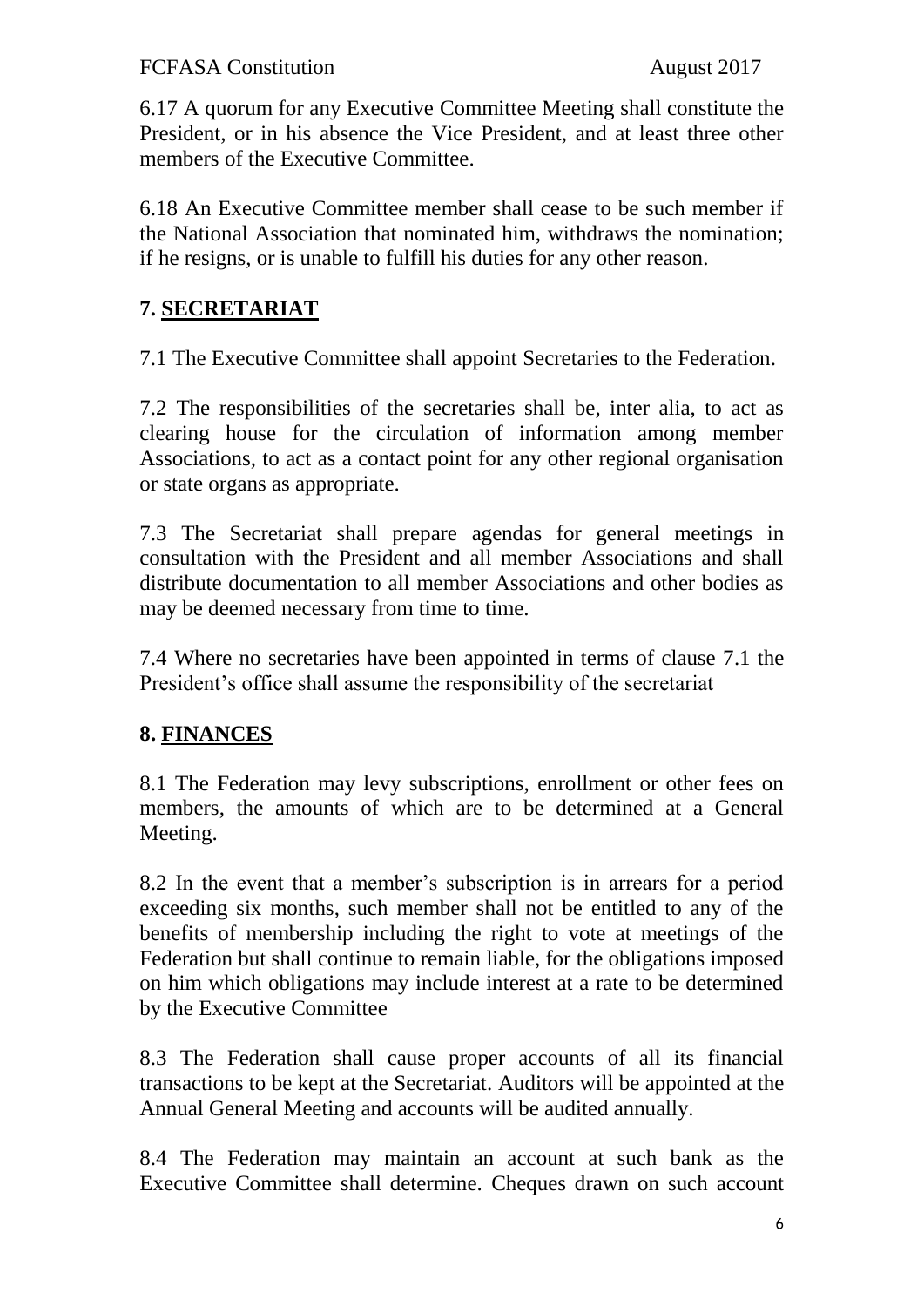6.17 A quorum for any Executive Committee Meeting shall constitute the President, or in his absence the Vice President, and at least three other members of the Executive Committee.

6.18 An Executive Committee member shall cease to be such member if the National Association that nominated him, withdraws the nomination; if he resigns, or is unable to fulfill his duties for any other reason.

## 7. SECRETARIAT

7.1 The Executive Committee shall appoint Secretaries to the Federation.

7.2 The responsibilities of the secretaries shall be, inter alia, to act as clearing house for the circulation of information among member Associations, to act as a contact point for any other regional organisation or state organs as appropriate.

7.3 The Secretariat shall prepare agendas for general meetings in consultation with the President and all member Associations and shall distribute documentation to all member Associations and other bodies as may be deemed necessary from time to time.

7.4 Where no secretaries have been appointed in terms of clause 7.1 the President's office shall assume the responsibility of the secretariat

## 8. FINANCES

8.1 The Federation may levy subscriptions, enrollment or other fees on members, the amounts of which are to be determined at a General Meeting.

8.2 In the event that a member's subscription is in arrears for a period exceeding six months, such member shall not be entitled to any of the benefits of membership including the right to vote at meetings of the Federation but shall continue to remain liable, for the obligations imposed on him which obligations may include interest at a rate to be determined by the Executive Committee

8.3 The Federation shall cause proper accounts of all its financial transactions to be kept at the Secretariat. Auditors will be appointed at the Annual General Meeting and accounts will be audited annually.

8.4 The Federation may maintain an account at such bank as the Executive Committee shall determine. Cheques drawn on such account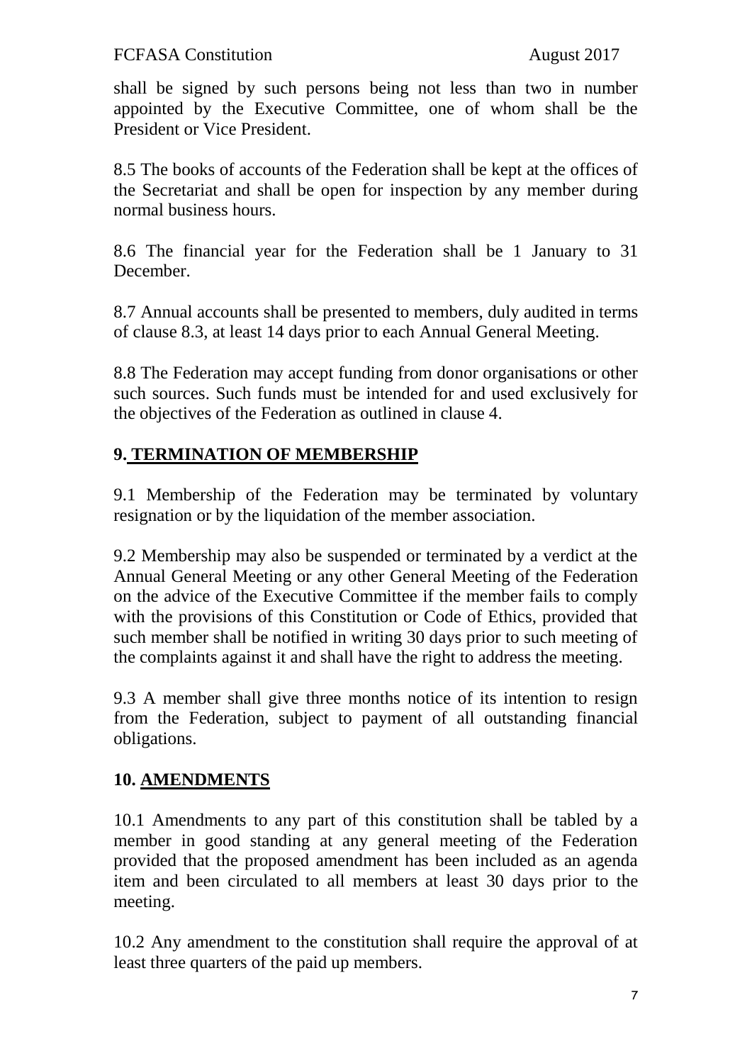shall be signed by such persons being not less than two in number appointed by the Executive Committee, one of whom shall be the President or Vice President.

8.5 The books of accounts of the Federation shall be kept at the offices of the Secretariat and shall be open for inspection by any member during normal business hours.

8.6 The financial year for the Federation shall be 1 January to 31 December.

8.7 Annual accounts shall be presented to members, duly audited in terms of clause 8.3, at least 14 days prior to each Annual General Meeting.

8.8 The Federation may accept funding from donor organisations or other such sources. Such funds must be intended for and used exclusively for the objectives of the Federation as outlined in clause 4.

## 9. TERMINATION OF MEMBERSHIP

9.1 Membership of the Federation may be terminated by voluntary resignation or by the liquidation of the member association.

9.2 Membership may also be suspended or terminated by a verdict at the Annual General Meeting or any other General Meeting of the Federation on the advice of the Executive Committee if the member fails to comply with the provisions of this Constitution or Code of Ethics, provided that such member shall be notified in writing 30 days prior to such meeting of the complaints against it and shall have the right to address the meeting.

9.3 A member shall give three months notice of its intention to resign from the Federation, subject to payment of all outstanding financial obligations.

## 10. AMENDMENTS

10.1 Amendments to any part of this constitution shall be tabled by a member in good standing at any general meeting of the Federation provided that the proposed amendment has been included as an agenda item and been circulated to all members at least 30 days prior to the meeting.

10.2 Any amendment to the constitution shall require the approval of at least three quarters of the paid up members.